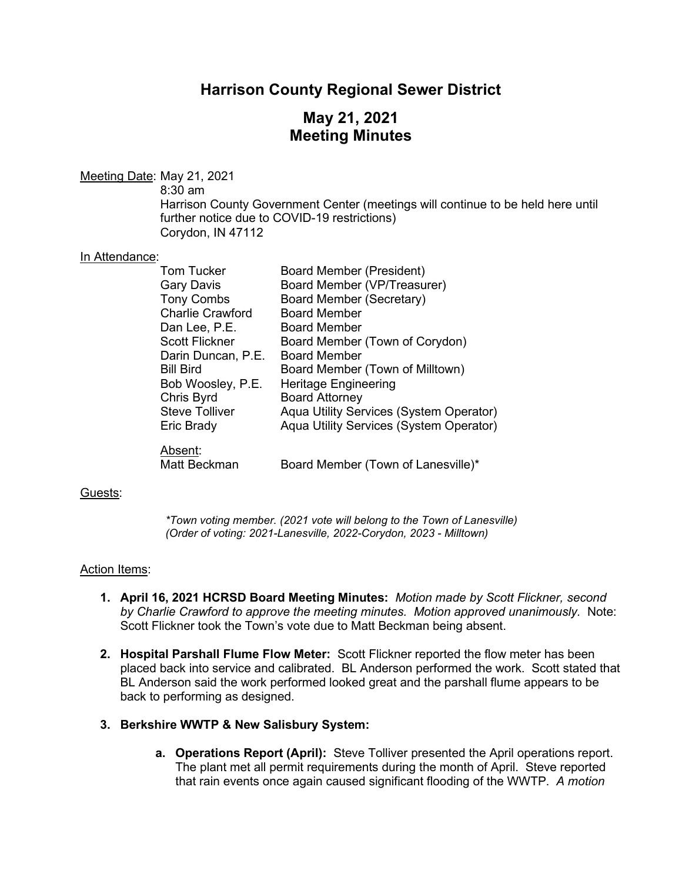# Harrison County Regional Sewer District

## May 21, 2021
## Meeting Minutes

Meeting Date: May 21, 2021
8:30 am
Harrison County Government Center (meetings will continue to be held here until further notice due to COVID-19 restrictions)
Corydon, IN 47112

In Attendance:

| | |
|---|---|
| Tom Tucker | Board Member (President) |
| Gary Davis | Board Member (VP/Treasurer) |
| Tony Combs | Board Member (Secretary) |
| Charlie Crawford | Board Member |
| Dan Lee, P.E. | Board Member |
| Scott Flickner | Board Member (Town of Corydon) |
| Darin Duncan, P.E. | Board Member |
| Bill Bird | Board Member (Town of Milltown) |
| Bob Woosley, P.E. | Heritage Engineering |
| Chris Byrd | Board Attorney |
| Steve Tolliver | Aqua Utility Services (System Operator) |
| Eric Brady | Aqua Utility Services (System Operator) |

Absent:

| | |
|---|---|
| Matt Beckman | Board Member (Town of Lanesville)* |

Guests:

*\*Town voting member. (2021 vote will belong to the Town of Lanesville)*
*(Order of voting: 2021-Lanesville, 2022-Corydon, 2023 - Milltown)*

Action Items:

1. **April 16, 2021 HCRSD Board Meeting Minutes:** *Motion made by Scott Flickner, second by Charlie Crawford to approve the meeting minutes. Motion approved unanimously.* Note: Scott Flickner took the Town's vote due to Matt Beckman being absent.

2. **Hospital Parshall Flume Flow Meter:** Scott Flickner reported the flow meter has been placed back into service and calibrated. BL Anderson performed the work. Scott stated that BL Anderson said the work performed looked great and the parshall flume appears to be back to performing as designed.

3. **Berkshire WWTP & New Salisbury System:**

   a. **Operations Report (April):** Steve Tolliver presented the April operations report. The plant met all permit requirements during the month of April. Steve reported that rain events once again caused significant flooding of the WWTP. *A motion*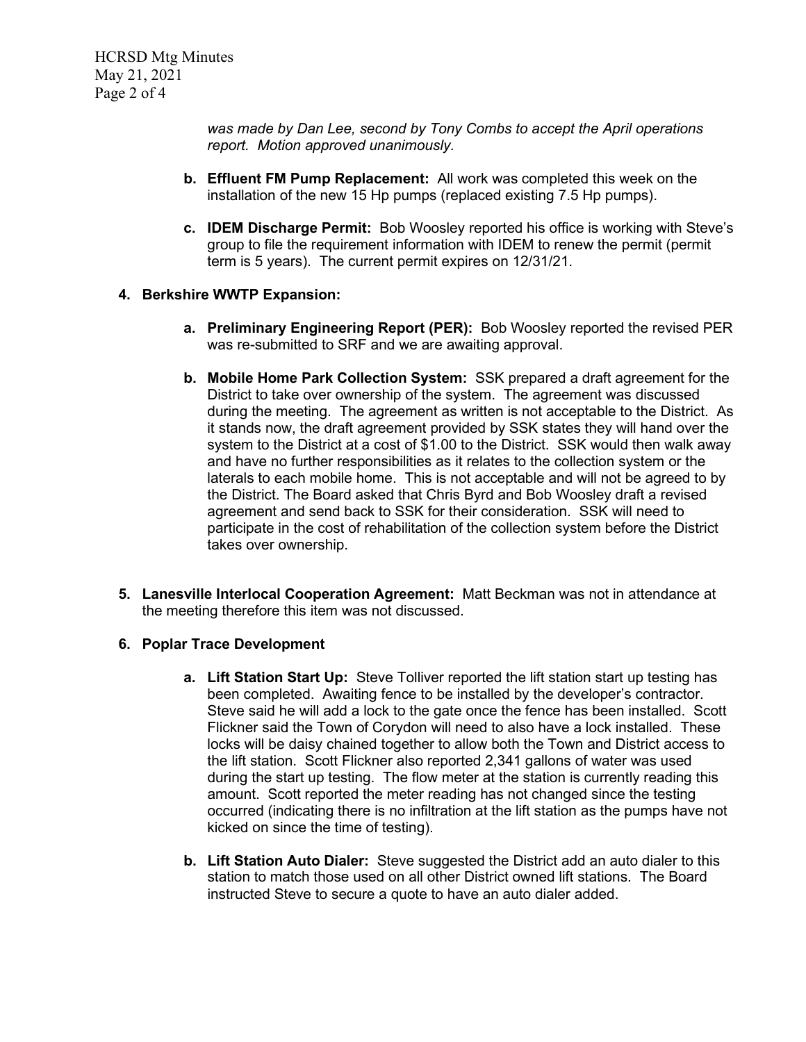*was made by Dan Lee, second by Tony Combs to accept the April operations report. Motion approved unanimously.*

- **b. Effluent FM Pump Replacement:** All work was completed this week on the installation of the new 15 Hp pumps (replaced existing 7.5 Hp pumps).

- **c. IDEM Discharge Permit:** Bob Woosley reported his office is working with Steve's group to file the requirement information with IDEM to renew the permit (permit term is 5 years). The current permit expires on 12/31/21.

**4. Berkshire WWTP Expansion:**

- **a. Preliminary Engineering Report (PER):** Bob Woosley reported the revised PER was re-submitted to SRF and we are awaiting approval.

- **b. Mobile Home Park Collection System:** SSK prepared a draft agreement for the District to take over ownership of the system. The agreement was discussed during the meeting. The agreement as written is not acceptable to the District. As it stands now, the draft agreement provided by SSK states they will hand over the system to the District at a cost of $1.00 to the District. SSK would then walk away and have no further responsibilities as it relates to the collection system or the laterals to each mobile home. This is not acceptable and will not be agreed to by the District. The Board asked that Chris Byrd and Bob Woosley draft a revised agreement and send back to SSK for their consideration. SSK will need to participate in the cost of rehabilitation of the collection system before the District takes over ownership.

**5. Lanesville Interlocal Cooperation Agreement:** Matt Beckman was not in attendance at the meeting therefore this item was not discussed.

**6. Poplar Trace Development**

- **a. Lift Station Start Up:** Steve Tolliver reported the lift station start up testing has been completed. Awaiting fence to be installed by the developer's contractor. Steve said he will add a lock to the gate once the fence has been installed. Scott Flickner said the Town of Corydon will need to also have a lock installed. These locks will be daisy chained together to allow both the Town and District access to the lift station. Scott Flickner also reported 2,341 gallons of water was used during the start up testing. The flow meter at the station is currently reading this amount. Scott reported the meter reading has not changed since the testing occurred (indicating there is no infiltration at the lift station as the pumps have not kicked on since the time of testing).

- **b. Lift Station Auto Dialer:** Steve suggested the District add an auto dialer to this station to match those used on all other District owned lift stations. The Board instructed Steve to secure a quote to have an auto dialer added.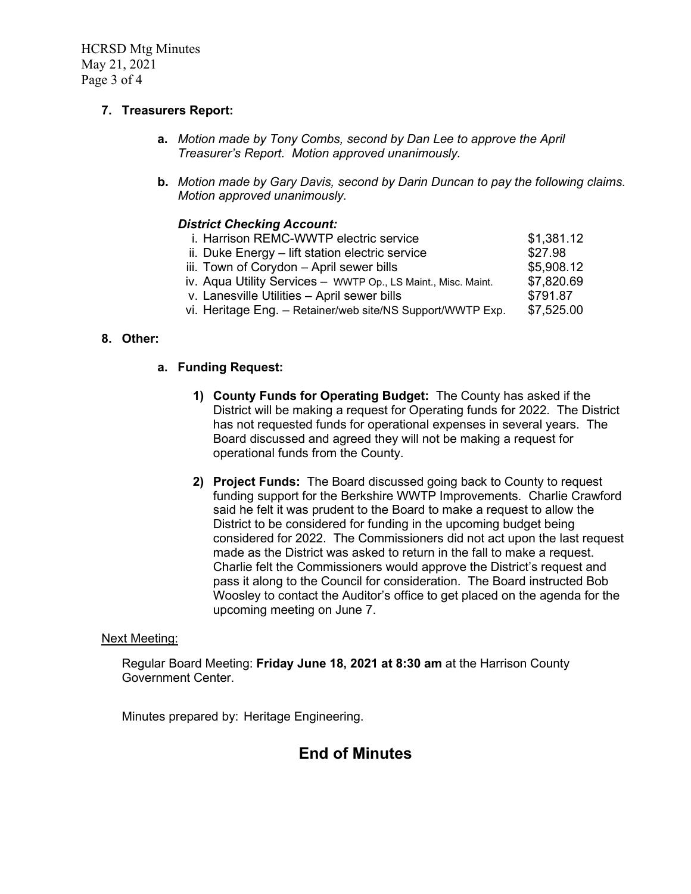**7. Treasurers Report:**

**a.** *Motion made by Tony Combs, second by Dan Lee to approve the April Treasurer's Report. Motion approved unanimously.*

**b.** *Motion made by Gary Davis, second by Darin Duncan to pay the following claims. Motion approved unanimously.*

***District Checking Account:***

| | |
|---|---|
| i. Harrison REMC-WWTP electric service | $1,381.12 |
| ii. Duke Energy – lift station electric service | $27.98 |
| iii. Town of Corydon – April sewer bills | $5,908.12 |
| iv. Aqua Utility Services – WWTP Op., LS Maint., Misc. Maint. | $7,820.69 |
| v. Lanesville Utilities – April sewer bills | $791.87 |
| vi. Heritage Eng. – Retainer/web site/NS Support/WWTP Exp. | $7,525.00 |

**8. Other:**

**a. Funding Request:**

**1) County Funds for Operating Budget:** The County has asked if the District will be making a request for Operating funds for 2022. The District has not requested funds for operational expenses in several years. The Board discussed and agreed they will not be making a request for operational funds from the County.

**2) Project Funds:** The Board discussed going back to County to request funding support for the Berkshire WWTP Improvements. Charlie Crawford said he felt it was prudent to the Board to make a request to allow the District to be considered for funding in the upcoming budget being considered for 2022. The Commissioners did not act upon the last request made as the District was asked to return in the fall to make a request. Charlie felt the Commissioners would approve the District's request and pass it along to the Council for consideration. The Board instructed Bob Woosley to contact the Auditor's office to get placed on the agenda for the upcoming meeting on June 7.

Next Meeting:

Regular Board Meeting: **Friday June 18, 2021 at 8:30 am** at the Harrison County Government Center.

Minutes prepared by: Heritage Engineering.

## End of Minutes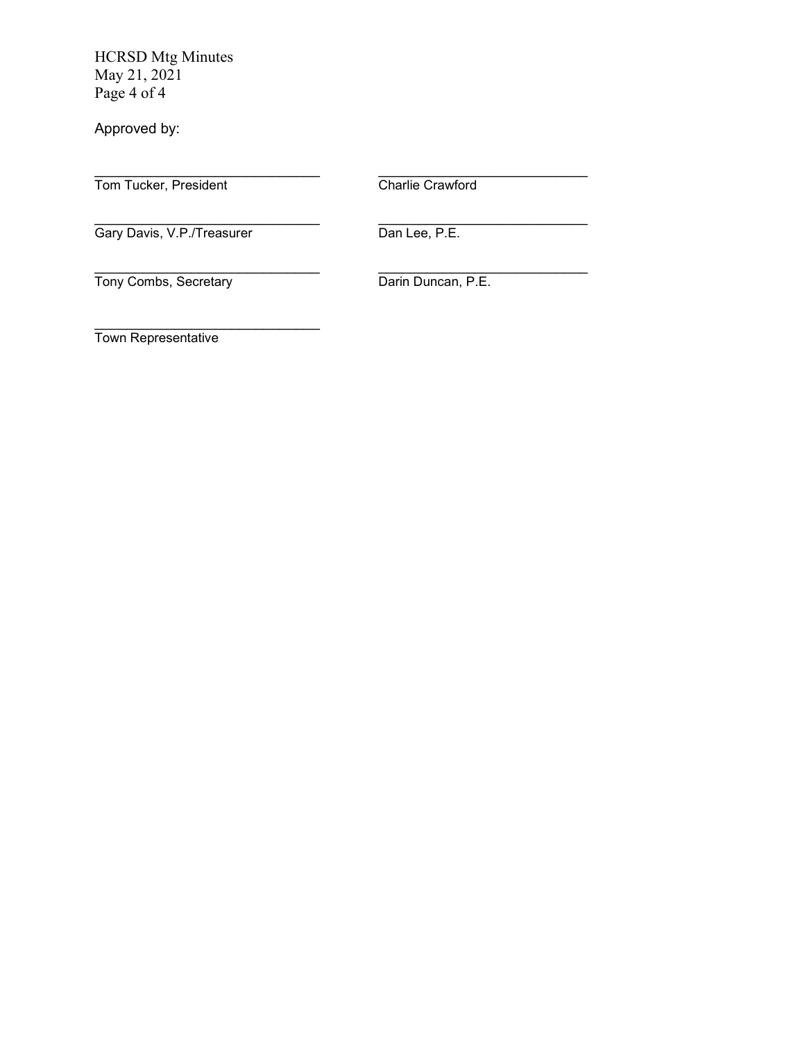Approved by:

| | |
|---|---|
| \_\_\_\_\_\_\_\_\_\_\_\_\_\_\_\_\_\_\_\_\_\_\_\_\_\_\_\_\_\_ | \_\_\_\_\_\_\_\_\_\_\_\_\_\_\_\_\_\_\_\_\_\_\_\_\_\_\_\_\_\_ |
| Tom Tucker, President | Charlie Crawford |
| \_\_\_\_\_\_\_\_\_\_\_\_\_\_\_\_\_\_\_\_\_\_\_\_\_\_\_\_\_\_ | \_\_\_\_\_\_\_\_\_\_\_\_\_\_\_\_\_\_\_\_\_\_\_\_\_\_\_\_\_\_ |
| Gary Davis, V.P./Treasurer | Dan Lee, P.E. |
| \_\_\_\_\_\_\_\_\_\_\_\_\_\_\_\_\_\_\_\_\_\_\_\_\_\_\_\_\_\_ | \_\_\_\_\_\_\_\_\_\_\_\_\_\_\_\_\_\_\_\_\_\_\_\_\_\_\_\_\_\_ |
| Tony Combs, Secretary | Darin Duncan, P.E. |
| \_\_\_\_\_\_\_\_\_\_\_\_\_\_\_\_\_\_\_\_\_\_\_\_\_\_\_\_\_\_ | |
| Town Representative | |